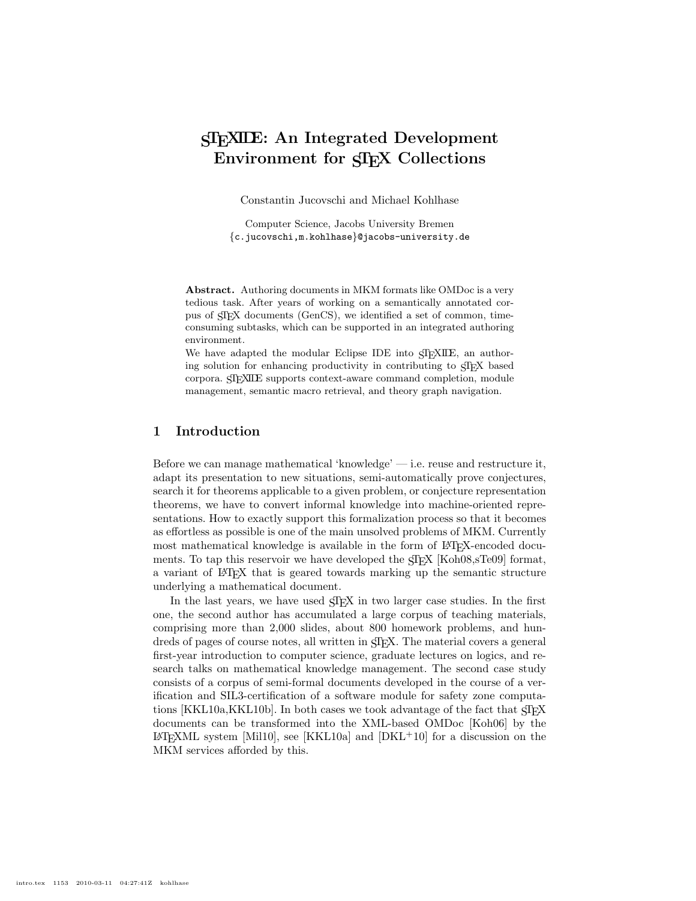# sTeXIDE: An Integrated Development Environment for sTeX Collections

Constantin Jucovschi and Michael Kohlhase

Computer Science, Jacobs University Bremen
{c.jucovschi,m.kohlhase}@jacobs-university.de

**Abstract.** Authoring documents in MKM formats like OMDoc is a very tedious task. After years of working on a semantically annotated corpus of sTeX documents (GenCS), we identified a set of common, time-consuming subtasks, which can be supported in an integrated authoring environment.

We have adapted the modular Eclipse IDE into sTeXIDE, an authoring solution for enhancing productivity in contributing to sTeX based corpora. sTeXIDE supports context-aware command completion, module management, semantic macro retrieval, and theory graph navigation.

## 1 Introduction

Before we can manage mathematical 'knowledge' — i.e. reuse and restructure it, adapt its presentation to new situations, semi-automatically prove conjectures, search it for theorems applicable to a given problem, or conjecture representation theorems, we have to convert informal knowledge into machine-oriented representations. How to exactly support this formalization process so that it becomes as effortless as possible is one of the main unsolved problems of MKM. Currently most mathematical knowledge is available in the form of LaTeX-encoded documents. To tap this reservoir we have developed the sTeX [Koh08,sTe09] format, a variant of LaTeX that is geared towards marking up the semantic structure underlying a mathematical document.

In the last years, we have used sTeX in two larger case studies. In the first one, the second author has accumulated a large corpus of teaching materials, comprising more than 2,000 slides, about 800 homework problems, and hundreds of pages of course notes, all written in sTeX. The material covers a general first-year introduction to computer science, graduate lectures on logics, and research talks on mathematical knowledge management. The second case study consists of a corpus of semi-formal documents developed in the course of a verification and SIL3-certification of a software module for safety zone computations [KKL10a,KKL10b]. In both cases we took advantage of the fact that sTeX documents can be transformed into the XML-based OMDoc [Koh06] by the LaTeXML system [Mil10], see [KKL10a] and [DKL+10] for a discussion on the MKM services afforded by this.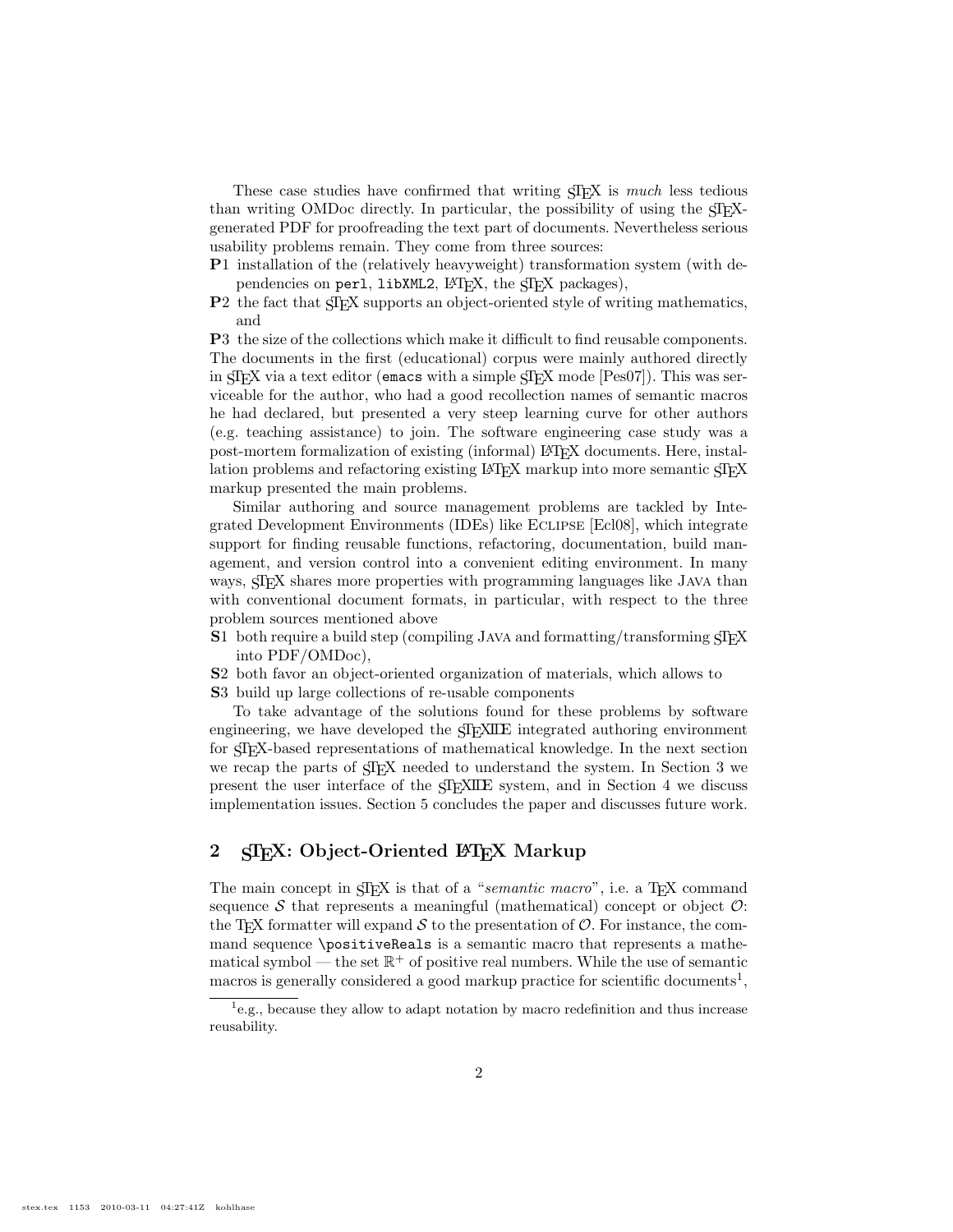These case studies have confirmed that writing sTeX is *much* less tedious than writing OMDoc directly. In particular, the possibility of using the sTeX-generated PDF for proofreading the text part of documents. Nevertheless serious usability problems remain. They come from three sources:

**P**1 installation of the (relatively heavyweight) transformation system (with dependencies on `perl`, `libXML2`, LaTeX, the sTeX packages),

**P**2 the fact that sTeX supports an object-oriented style of writing mathematics, and

**P**3 the size of the collections which make it difficult to find reusable components.

The documents in the first (educational) corpus were mainly authored directly in sTeX via a text editor (`emacs` with a simple sTeX mode [Pes07]). This was serviceable for the author, who had a good recollection names of semantic macros he had declared, but presented a very steep learning curve for other authors (e.g. teaching assistance) to join. The software engineering case study was a post-mortem formalization of existing (informal) LaTeX documents. Here, installation problems and refactoring existing LaTeX markup into more semantic sTeX markup presented the main problems.

Similar authoring and source management problems are tackled by Integrated Development Environments (IDEs) like Eclipse [Ecl08], which integrate support for finding reusable functions, refactoring, documentation, build management, and version control into a convenient editing environment. In many ways, sTeX shares more properties with programming languages like Java than with conventional document formats, in particular, with respect to the three problem sources mentioned above

**S**1 both require a build step (compiling Java and formatting/transforming sTeX into PDF/OMDoc),

**S**2 both favor an object-oriented organization of materials, which allows to

**S**3 build up large collections of re-usable components

To take advantage of the solutions found for these problems by software engineering, we have developed the sTeXIDE integrated authoring environment for sTeX-based representations of mathematical knowledge. In the next section we recap the parts of sTeX needed to understand the system. In Section 3 we present the user interface of the sTeXIDE system, and in Section 4 we discuss implementation issues. Section 5 concludes the paper and discusses future work.

## 2 sTeX: Object-Oriented LaTeX Markup

The main concept in sTeX is that of a "*semantic macro*", i.e. a TeX command sequence $\mathcal{S}$ that represents a meaningful (mathematical) concept or object $\mathcal{O}$: the TeX formatter will expand $\mathcal{S}$ to the presentation of $\mathcal{O}$. For instance, the command sequence `\positiveReals` is a semantic macro that represents a mathematical symbol — the set $\mathbb{R}^+$ of positive real numbers. While the use of semantic macros is generally considered a good markup practice for scientific documents[1],

[1] e.g., because they allow to adapt notation by macro redefinition and thus increase reusability.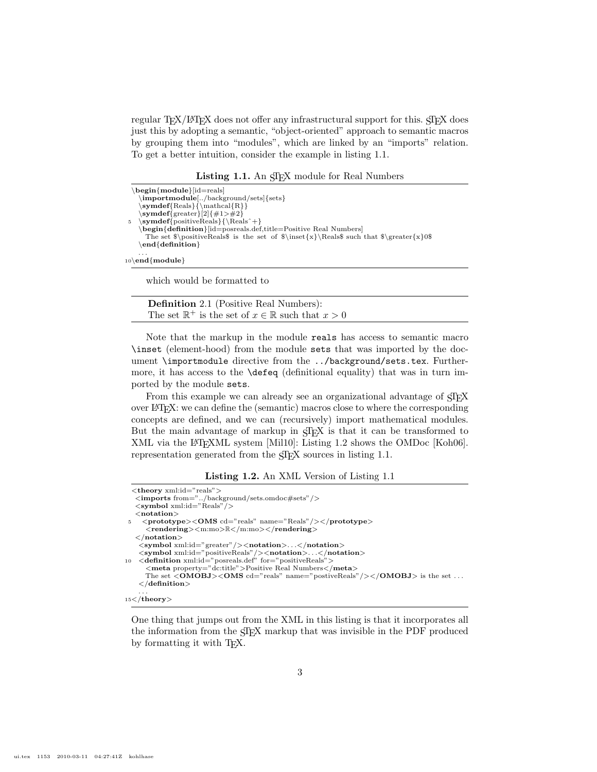regular TEX/LATEX does not offer any infrastructural support for this. sTEX does just this by adopting a semantic, "object-oriented" approach to semantic macros by grouping them into "modules", which are linked by an "imports" relation. To get a better intuition, consider the example in listing 1.1.

**Listing 1.1.** An sTEX module for Real Numbers

```
\begin{module}[id=reals]
  \importmodule[../background/sets]{sets}
  \symdef{Reals}{\mathcal{R}}
  \symdef{greater}[2]{#1>#2}
  \symdef{positiveReals}{\Reals^+}
  \begin{definition}[id=posreals.def,title=Positive Real Numbers]
    The set $\positiveReals$ is the set of $\inset{x}\Reals$ such that $\greater{x}0$
  \end{definition}
  ...
\end{module}
```

which would be formatted to

> **Definition** 2.1 (Positive Real Numbers):
> The set $\mathbb{R}^+$ is the set of $x \in \mathbb{R}$ such that $x > 0$

Note that the markup in the module `reals` has access to semantic macro `\inset` (element-hood) from the module `sets` that was imported by the document `\importmodule` directive from the `../background/sets.tex`. Furthermore, it has access to the `\defeq` (definitional equality) that was in turn imported by the module `sets`.

From this example we can already see an organizational advantage of sTEX over LATEX: we can define the (semantic) macros close to where the corresponding concepts are defined, and we can (recursively) import mathematical modules. But the main advantage of markup in sTEX is that it can be transformed to XML via the LATEXML system [Mil10]: Listing 1.2 shows the OMDoc [Koh06]. representation generated from the sTEX sources in listing 1.1.

**Listing 1.2.** An XML Version of Listing 1.1

```
<theory xml:id="reals">
 <imports from="../background/sets.omdoc#sets"/>
 <symbol xml:id="Reals"/>
 <notation>
  <prototype><OMS cd="reals" name="Reals"/></prototype>
   <rendering><m:mo>ℝ</m:mo></rendering>
 </notation>
  <symbol xml:id="greater"/><notation>...</notation>
  <symbol xml:id="positiveReals"/><notation>...</notation>
 <definition xml:id="posreals.def" for="positiveReals">
   <meta property="dc:title">Positive Real Numbers</meta>
   The set <OMOBJ><OMS cd="reals" name="postiveReals"/></OMOBJ> is the set ...
  </definition>
  ...
</theory>
```

One thing that jumps out from the XML in this listing is that it incorporates all the information from the sTEX markup that was invisible in the PDF produced by formatting it with TEX.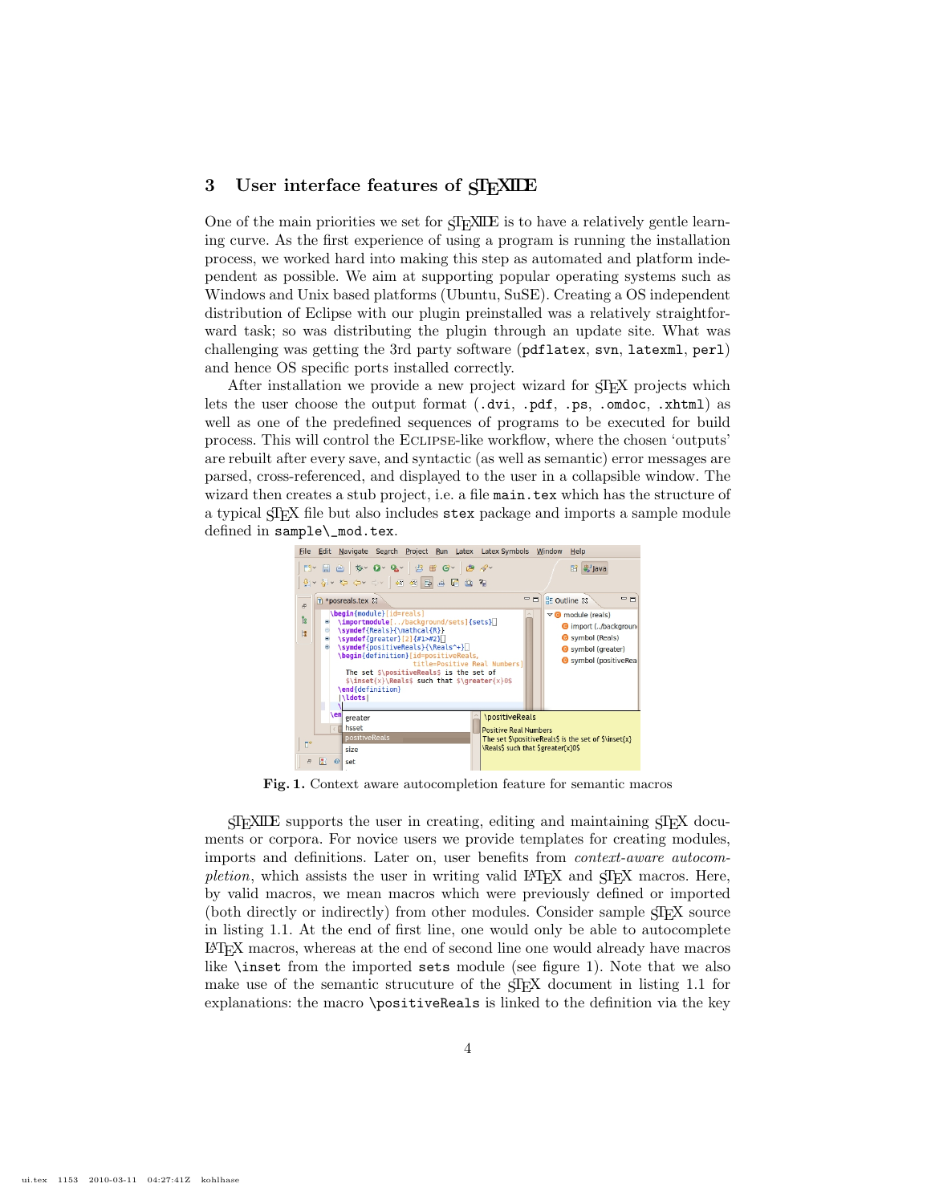## 3 User interface features of sTeXIDE

One of the main priorities we set for sTeXIDE is to have a relatively gentle learning curve. As the first experience of using a program is running the installation process, we worked hard into making this step as automated and platform independent as possible. We aim at supporting popular operating systems such as Windows and Unix based platforms (Ubuntu, SuSE). Creating a OS independent distribution of Eclipse with our plugin preinstalled was a relatively straightforward task; so was distributing the plugin through an update site. What was challenging was getting the 3rd party software (`pdflatex`, `svn`, `latexml`, `perl`) and hence OS specific ports installed correctly.

After installation we provide a new project wizard for sTeX projects which lets the user choose the output format (`.dvi`, `.pdf`, `.ps`, `.omdoc`, `.xhtml`) as well as one of the predefined sequences of programs to be executed for build process. This will control the Eclipse-like workflow, where the chosen 'outputs' are rebuilt after every save, and syntactic (as well as semantic) error messages are parsed, cross-referenced, and displayed to the user in a collapsible window. The wizard then creates a stub project, i.e. a file `main.tex` which has the structure of a typical sTeX file but also includes `stex` package and imports a sample module defined in `sample\_mod.tex`.

**Fig. 1.** Context aware autocompletion feature for semantic macros

sTeXIDE supports the user in creating, editing and maintaining sTeX documents or corpora. For novice users we provide templates for creating modules, imports and definitions. Later on, user benefits from *context-aware autocompletion*, which assists the user in writing valid LaTeX and sTeX macros. Here, by valid macros, we mean macros which were previously defined or imported (both directly or indirectly) from other modules. Consider sample sTeX source in listing 1.1. At the end of first line, one would only be able to autocomplete LaTeX macros, whereas at the end of second line one would already have macros like `\inset` from the imported `sets` module (see figure 1). Note that we also make use of the semantic strucuture of the sTeX document in listing 1.1 for explanations: the macro `\positiveReals` is linked to the definition via the key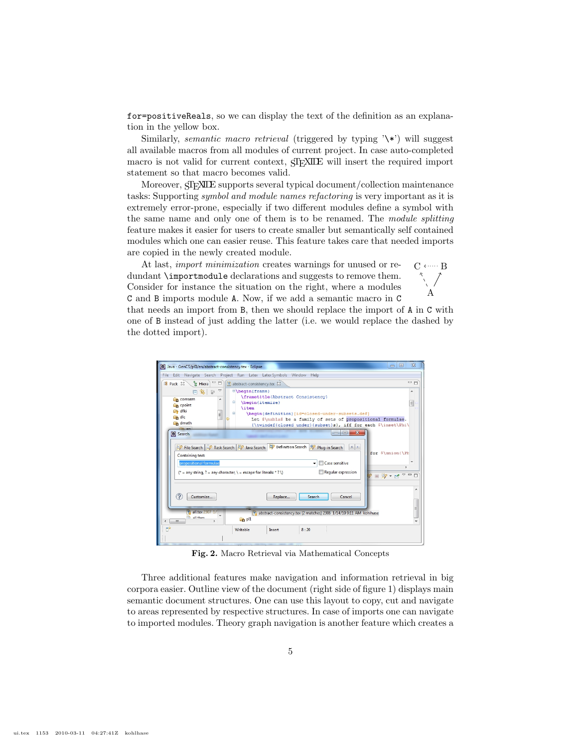for=positiveReals, so we can display the text of the definition as an explanation in the yellow box.

Similarly, *semantic macro retrieval* (triggered by typing '\*') will suggest all available macros from all modules of current project. In case auto-completed macro is not valid for current context, STEXIDE will insert the required import statement so that macro becomes valid.

Moreover, STEXIDE supports several typical document/collection maintenance tasks: Supporting *symbol and module names refactoring* is very important as it is extremely error-prone, especially if two different modules define a symbol with the same name and only one of them is to be renamed. The *module splitting* feature makes it easier for users to create smaller but semantically self contained modules which one can easier reuse. This feature takes care that needed imports are copied in the newly created module.

At last, *import minimization* creates warnings for unused or redundant \importmodule declarations and suggests to remove them. Consider for instance the situation on the right, where a modules C and B imports module A. Now, if we add a semantic macro in C that needs an import from B, then we should replace the import of A in C with one of B instead of just adding the latter (i.e. we would replace the dashed by the dotted import).

**Fig. 2.** Macro Retrieval via Mathematical Concepts

Three additional features make navigation and information retrieval in big corpora easier. Outline view of the document (right side of figure 1) displays main semantic document structures. One can use this layout to copy, cut and navigate to areas represented by respective structures. In case of imports one can navigate to imported modules. Theory graph navigation is another feature which creates a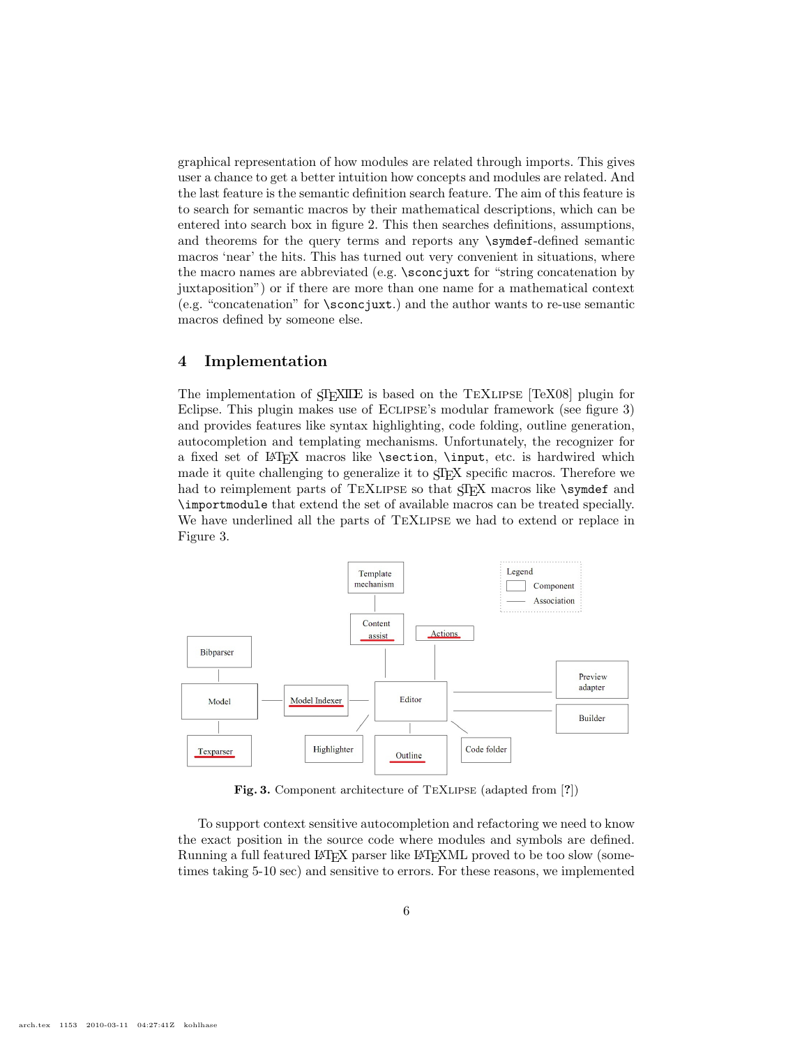graphical representation of how modules are related through imports. This gives user a chance to get a better intuition how concepts and modules are related. And the last feature is the semantic definition search feature. The aim of this feature is to search for semantic macros by their mathematical descriptions, which can be entered into search box in figure 2. This then searches definitions, assumptions, and theorems for the query terms and reports any `\symdef`-defined semantic macros 'near' the hits. This has turned out very convenient in situations, where the macro names are abbreviated (e.g. `\sconcjuxt` for "string concatenation by juxtaposition") or if there are more than one name for a mathematical context (e.g. "concatenation" for `\sconcjuxt`.) and the author wants to re-use semantic macros defined by someone else.

## 4 Implementation

The implementation of sTeXIDE is based on the TeXlipse [TeX08] plugin for Eclipse. This plugin makes use of Eclipse's modular framework (see figure 3) and provides features like syntax highlighting, code folding, outline generation, autocompletion and templating mechanisms. Unfortunately, the recognizer for a fixed set of LaTeX macros like `\section`, `\input`, etc. is hardwired which made it quite challenging to generalize it to sTeX specific macros. Therefore we had to reimplement parts of TeXlipse so that sTeX macros like `\symdef` and `\importmodule` that extend the set of available macros can be treated specially. We have underlined all the parts of TeXlipse we had to extend or replace in Figure 3.

**Fig. 3.** Component architecture of TeXlipse (adapted from [?])

To support context sensitive autocompletion and refactoring we need to know the exact position in the source code where modules and symbols are defined. Running a full featured LaTeX parser like LaTeXML proved to be too slow (sometimes taking 5-10 sec) and sensitive to errors. For these reasons, we implemented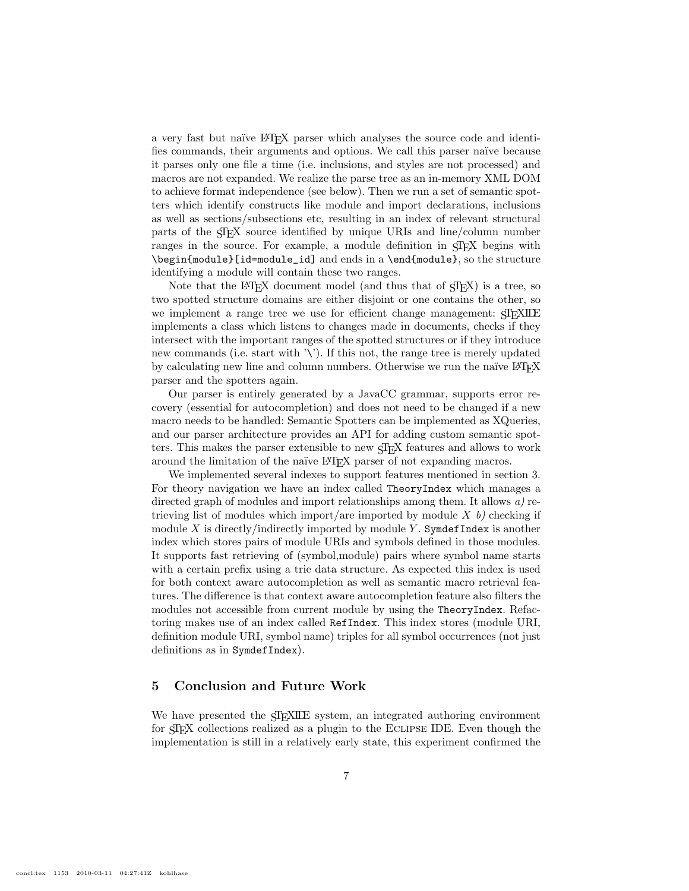a very fast but naïve LaTeX parser which analyses the source code and identifies commands, their arguments and options. We call this parser naïve because it parses only one file a time (i.e. inclusions, and styles are not processed) and macros are not expanded. We realize the parse tree as an in-memory XML DOM to achieve format independence (see below). Then we run a set of semantic spotters which identify constructs like module and import declarations, inclusions as well as sections/subsections etc, resulting in an index of relevant structural parts of the sTeX source identified by unique URIs and line/column number ranges in the source. For example, a module definition in sTeX begins with `\begin{module}[id=module_id]` and ends in a `\end{module}`, so the structure identifying a module will contain these two ranges.

Note that the LaTeX document model (and thus that of sTeX) is a tree, so two spotted structure domains are either disjoint or one contains the other, so we implement a range tree we use for efficient change management: sTeXIDE implements a class which listens to changes made in documents, checks if they intersect with the important ranges of the spotted structures or if they introduce new commands (i.e. start with '\'). If this not, the range tree is merely updated by calculating new line and column numbers. Otherwise we run the naïve LaTeX parser and the spotters again.

Our parser is entirely generated by a JavaCC grammar, supports error recovery (essential for autocompletion) and does not need to be changed if a new macro needs to be handled: Semantic Spotters can be implemented as XQueries, and our parser architecture provides an API for adding custom semantic spotters. This makes the parser extensible to new sTeX features and allows to work around the limitation of the naïve LaTeX parser of not expanding macros.

We implemented several indexes to support features mentioned in section 3. For theory navigation we have an index called `TheoryIndex` which manages a directed graph of modules and import relationships among them. It allows *a)* retrieving list of modules which import/are imported by module $X$ *b)* checking if module $X$ is directly/indirectly imported by module $Y$. `SymdefIndex` is another index which stores pairs of module URIs and symbols defined in those modules. It supports fast retrieving of (symbol,module) pairs where symbol name starts with a certain prefix using a trie data structure. As expected this index is used for both context aware autocompletion as well as semantic macro retrieval features. The difference is that context aware autocompletion feature also filters the modules not accessible from current module by using the `TheoryIndex`. Refactoring makes use of an index called `RefIndex`. This index stores (module URI, definition module URI, symbol name) triples for all symbol occurrences (not just definitions as in `SymdefIndex`).

## 5 Conclusion and Future Work

We have presented the sTeXIDE system, an integrated authoring environment for sTeX collections realized as a plugin to the Eclipse IDE. Even though the implementation is still in a relatively early state, this experiment confirmed the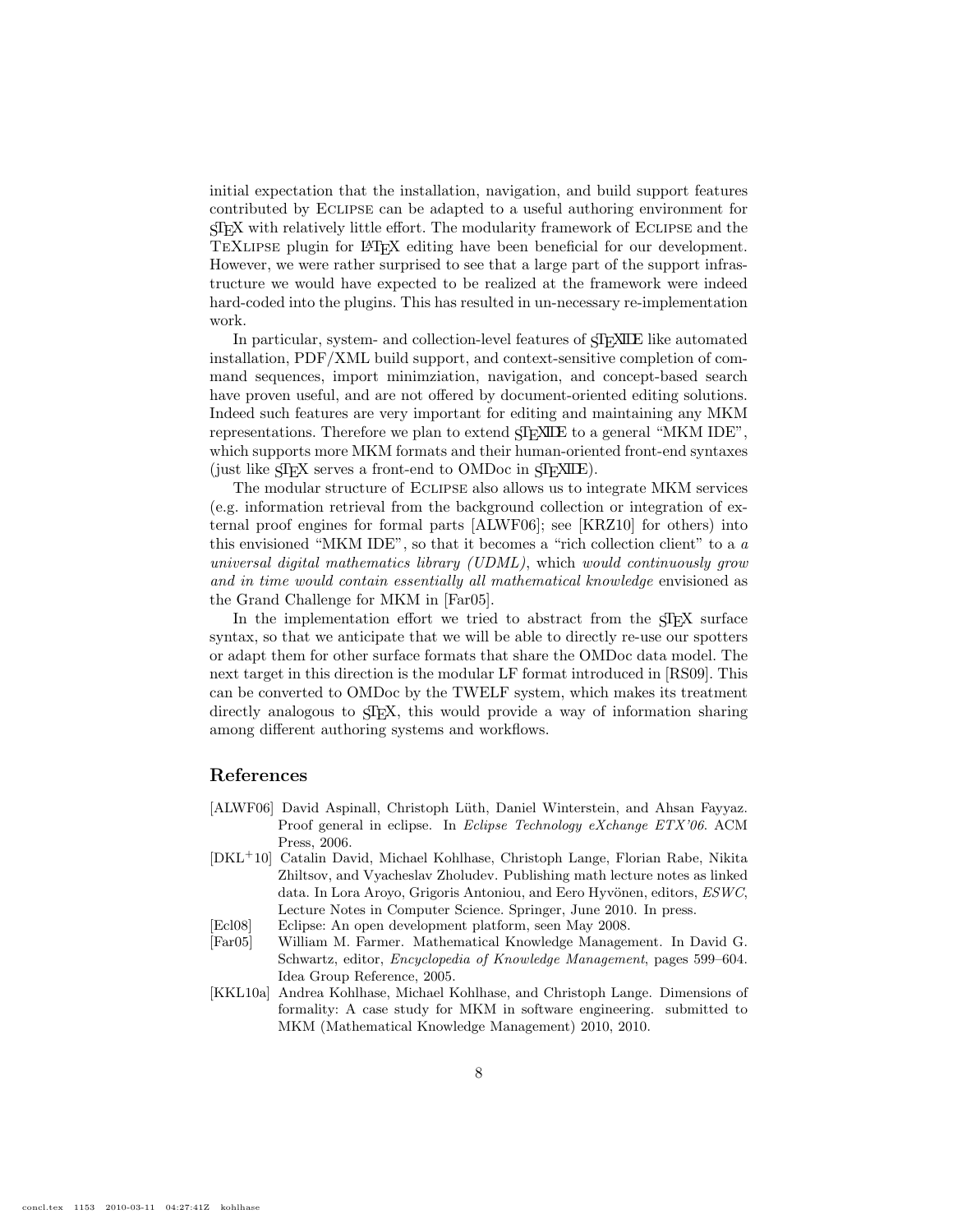initial expectation that the installation, navigation, and build support features contributed by Eclipse can be adapted to a useful authoring environment for sTeX with relatively little effort. The modularity framework of Eclipse and the TeXlipse plugin for LaTeX editing have been beneficial for our development. However, we were rather surprised to see that a large part of the support infrastructure we would have expected to be realized at the framework were indeed hard-coded into the plugins. This has resulted in un-necessary re-implementation work.

In particular, system- and collection-level features of sTeXIDE like automated installation, PDF/XML build support, and context-sensitive completion of command sequences, import minimziation, navigation, and concept-based search have proven useful, and are not offered by document-oriented editing solutions. Indeed such features are very important for editing and maintaining any MKM representations. Therefore we plan to extend sTeXIDE to a general "MKM IDE", which supports more MKM formats and their human-oriented front-end syntaxes (just like sTeX serves a front-end to OMDoc in sTeXIDE).

The modular structure of Eclipse also allows us to integrate MKM services (e.g. information retrieval from the background collection or integration of external proof engines for formal parts [ALWF06]; see [KRZ10] for others) into this envisioned "MKM IDE", so that it becomes a "rich collection client" to a *a universal digital mathematics library (UDML)*, which *would continuously grow and in time would contain essentially all mathematical knowledge* envisioned as the Grand Challenge for MKM in [Far05].

In the implementation effort we tried to abstract from the sTeX surface syntax, so that we anticipate that we will be able to directly re-use our spotters or adapt them for other surface formats that share the OMDoc data model. The next target in this direction is the modular LF format introduced in [RS09]. This can be converted to OMDoc by the TWELF system, which makes its treatment directly analogous to sTeX, this would provide a way of information sharing among different authoring systems and workflows.

## References

[ALWF06] David Aspinall, Christoph Lüth, Daniel Winterstein, and Ahsan Fayyaz. Proof general in eclipse. In *Eclipse Technology eXchange ETX'06*. ACM Press, 2006.

[DKL+10] Catalin David, Michael Kohlhase, Christoph Lange, Florian Rabe, Nikita Zhiltsov, and Vyacheslav Zholudev. Publishing math lecture notes as linked data. In Lora Aroyo, Grigoris Antoniou, and Eero Hyvönen, editors, *ESWC*, Lecture Notes in Computer Science. Springer, June 2010. In press.

[Ecl08] Eclipse: An open development platform, seen May 2008.

[Far05] William M. Farmer. Mathematical Knowledge Management. In David G. Schwartz, editor, *Encyclopedia of Knowledge Management*, pages 599–604. Idea Group Reference, 2005.

[KKL10a] Andrea Kohlhase, Michael Kohlhase, and Christoph Lange. Dimensions of formality: A case study for MKM in software engineering. submitted to MKM (Mathematical Knowledge Management) 2010, 2010.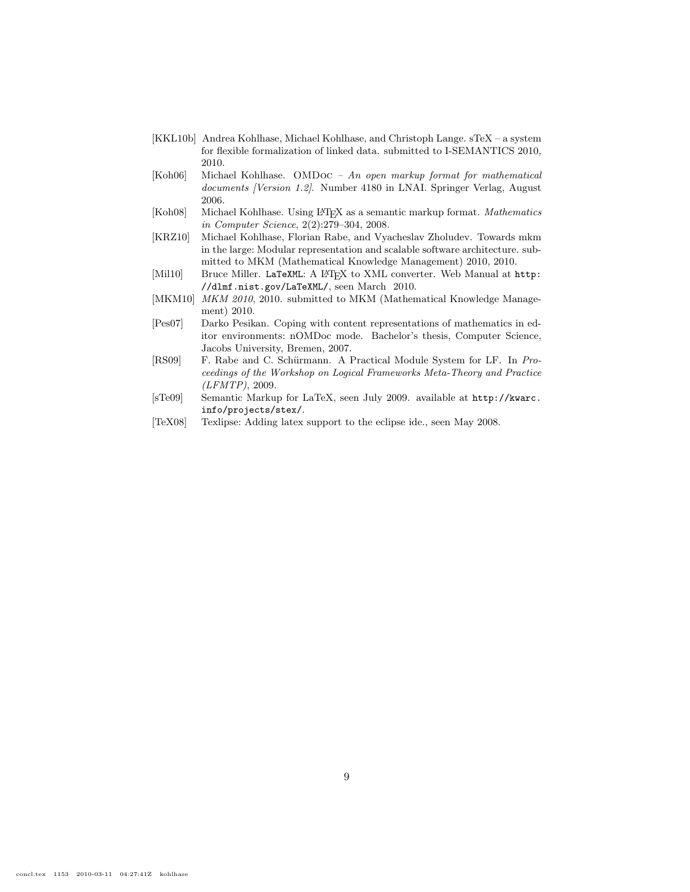[KKL10b] Andrea Kohlhase, Michael Kohlhase, and Christoph Lange. sTeX – a system for flexible formalization of linked data. submitted to I-SEMANTICS 2010, 2010.

[Koh06] Michael Kohlhase. OMDoc – *An open markup format for mathematical documents [Version 1.2]*. Number 4180 in LNAI. Springer Verlag, August 2006.

[Koh08] Michael Kohlhase. Using LaTeX as a semantic markup format. *Mathematics in Computer Science*, 2(2):279–304, 2008.

[KRZ10] Michael Kohlhase, Florian Rabe, and Vyacheslav Zholudev. Towards mkm in the large: Modular representation and scalable software architecture. submitted to MKM (Mathematical Knowledge Management) 2010, 2010.

[Mil10] Bruce Miller. LaTeXML: A LaTeX to XML converter. Web Manual at http://dlmf.nist.gov/LaTeXML/, seen March 2010.

[MKM10] *MKM 2010*, 2010. submitted to MKM (Mathematical Knowledge Management) 2010.

[Pes07] Darko Pesikan. Coping with content representations of mathematics in editor environments: nOMDoc mode. Bachelor's thesis, Computer Science, Jacobs University, Bremen, 2007.

[RS09] F. Rabe and C. Schürmann. A Practical Module System for LF. In *Proceedings of the Workshop on Logical Frameworks Meta-Theory and Practice (LFMTP)*, 2009.

[sTe09] Semantic Markup for LaTeX, seen July 2009. available at http://kwarc.info/projects/stex/.

[TeX08] Texlipse: Adding latex support to the eclipse ide., seen May 2008.